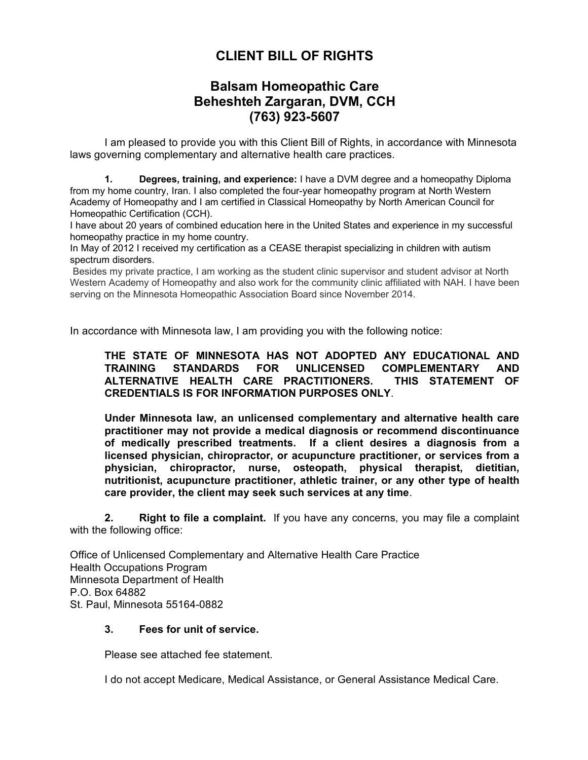# CLIENT BILL OF RIGHTS

## Balsam Homeopathic Care
## Beheshteh Zargaran, DVM, CCH
## (763) 923-5607

I am pleased to provide you with this Client Bill of Rights, in accordance with Minnesota laws governing complementary and alternative health care practices.

**1. Degrees, training, and experience:** I have a DVM degree and a homeopathy Diploma from my home country, Iran. I also completed the four-year homeopathy program at North Western Academy of Homeopathy and I am certified in Classical Homeopathy by North American Council for Homeopathic Certification (CCH).

I have about 20 years of combined education here in the United States and experience in my successful homeopathy practice in my home country.

In May of 2012 I received my certification as a CEASE therapist specializing in children with autism spectrum disorders.

Besides my private practice, I am working as the student clinic supervisor and student advisor at North Western Academy of Homeopathy and also work for the community clinic affiliated with NAH. I have been serving on the Minnesota Homeopathic Association Board since November 2014.

In accordance with Minnesota law, I am providing you with the following notice:

**THE STATE OF MINNESOTA HAS NOT ADOPTED ANY EDUCATIONAL AND TRAINING STANDARDS FOR UNLICENSED COMPLEMENTARY AND ALTERNATIVE HEALTH CARE PRACTITIONERS. THIS STATEMENT OF CREDENTIALS IS FOR INFORMATION PURPOSES ONLY**.

**Under Minnesota law, an unlicensed complementary and alternative health care practitioner may not provide a medical diagnosis or recommend discontinuance of medically prescribed treatments. If a client desires a diagnosis from a licensed physician, chiropractor, or acupuncture practitioner, or services from a physician, chiropractor, nurse, osteopath, physical therapist, dietitian, nutritionist, acupuncture practitioner, athletic trainer, or any other type of health care provider, the client may seek such services at any time**.

**2. Right to file a complaint.** If you have any concerns, you may file a complaint with the following office:

Office of Unlicensed Complementary and Alternative Health Care Practice
Health Occupations Program
Minnesota Department of Health
P.O. Box 64882
St. Paul, Minnesota 55164-0882

**3. Fees for unit of service.**

Please see attached fee statement.

I do not accept Medicare, Medical Assistance, or General Assistance Medical Care.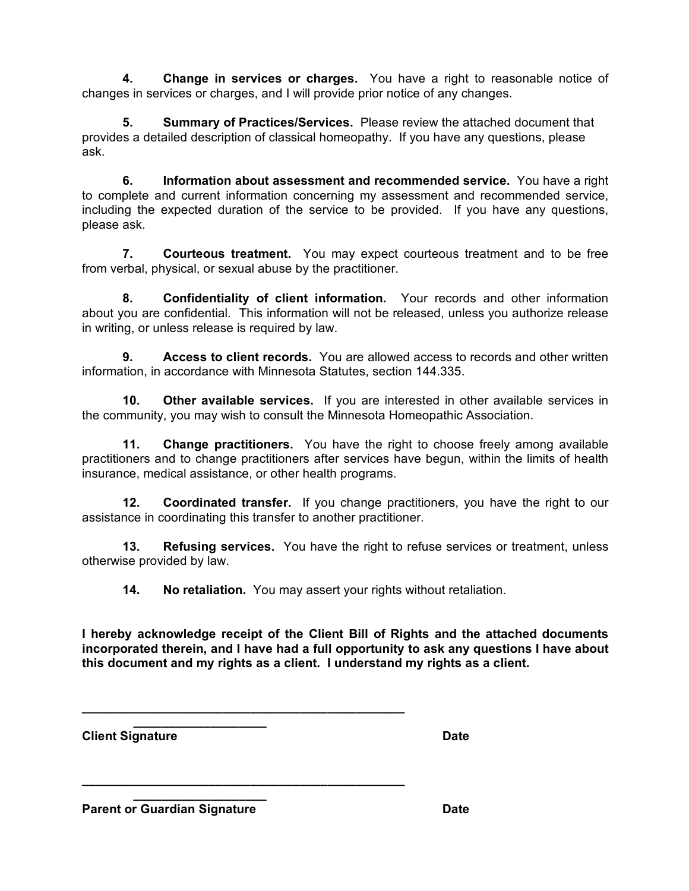**4. Change in services or charges.** You have a right to reasonable notice of changes in services or charges, and I will provide prior notice of any changes.

**5. Summary of Practices/Services.** Please review the attached document that provides a detailed description of classical homeopathy. If you have any questions, please ask.

**6. Information about assessment and recommended service.** You have a right to complete and current information concerning my assessment and recommended service, including the expected duration of the service to be provided. If you have any questions, please ask.

**7. Courteous treatment.** You may expect courteous treatment and to be free from verbal, physical, or sexual abuse by the practitioner.

**8. Confidentiality of client information.** Your records and other information about you are confidential. This information will not be released, unless you authorize release in writing, or unless release is required by law.

**9. Access to client records.** You are allowed access to records and other written information, in accordance with Minnesota Statutes, section 144.335.

**10. Other available services.** If you are interested in other available services in the community, you may wish to consult the Minnesota Homeopathic Association.

**11. Change practitioners.** You have the right to choose freely among available practitioners and to change practitioners after services have begun, within the limits of health insurance, medical assistance, or other health programs.

**12. Coordinated transfer.** If you change practitioners, you have the right to our assistance in coordinating this transfer to another practitioner.

**13. Refusing services.** You have the right to refuse services or treatment, unless otherwise provided by law.

**14. No retaliation.** You may assert your rights without retaliation.

**I hereby acknowledge receipt of the Client Bill of Rights and the attached documents incorporated therein, and I have had a full opportunity to ask any questions I have about this document and my rights as a client. I understand my rights as a client.**

_______________________________________________________________

**Client Signature** **Date**

_______________________________________________________________

**Parent or Guardian Signature** **Date**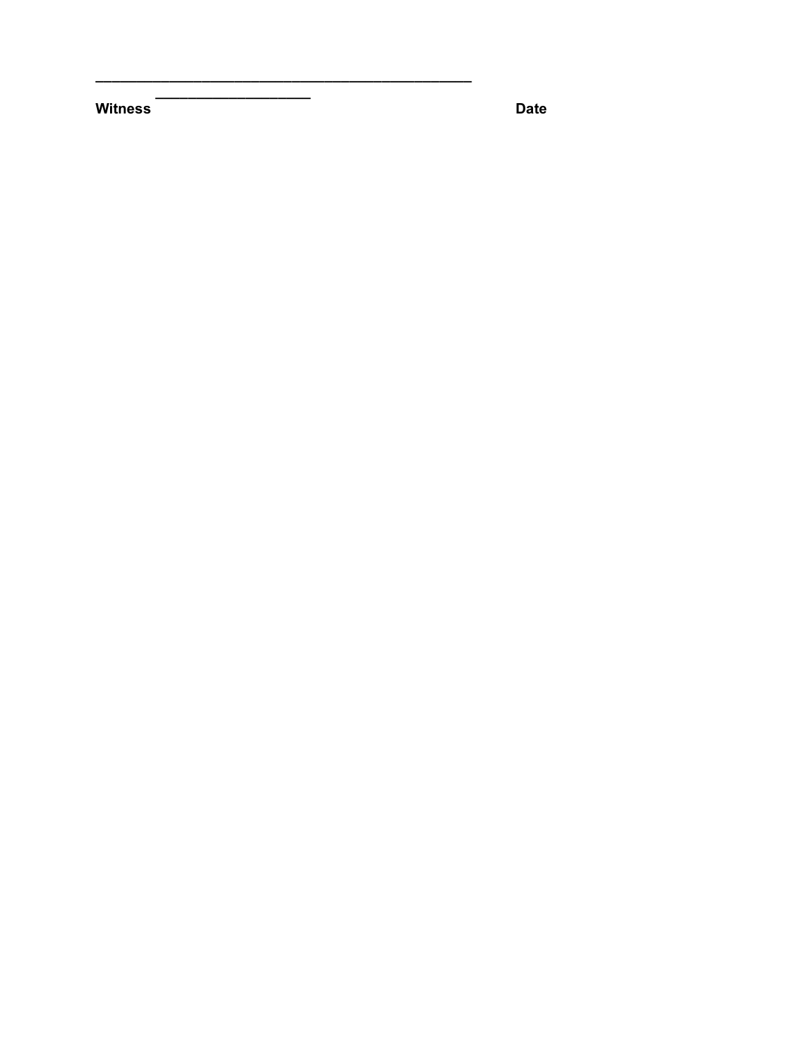\_\_\_\_\_\_\_\_\_\_\_\_\_\_\_\_\_\_\_\_\_\_\_\_\_\_\_\_\_\_\_\_\_\_\_\_\_\_\_\_\_\_\_\_\_\_

\_\_\_\_\_\_\_\_\_\_\_\_\_\_\_\_\_\_\_\_\_

**Witness** **Date**